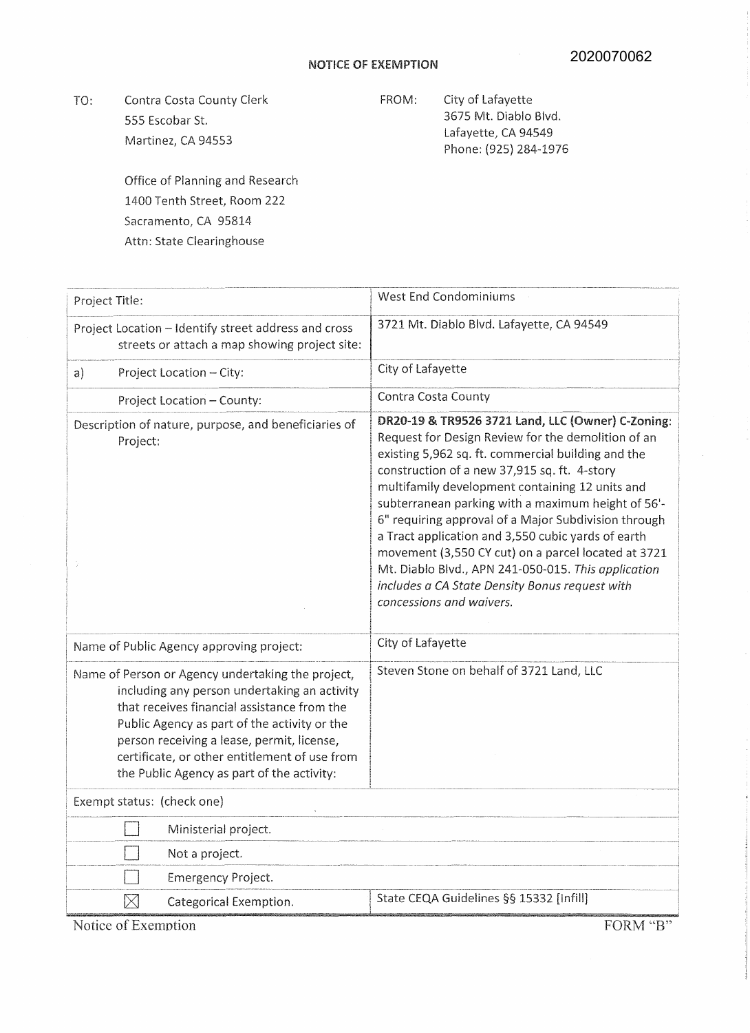2020070062

# NOTICE OF EXEMPTION

TO: Contra Costa County Clerk
555 Escobar St.
Martinez, CA 94553

Office of Planning and Research
1400 Tenth Street, Room 222
Sacramento, CA 95814
Attn: State Clearinghouse

FROM: City of Lafayette
3675 Mt. Diablo Blvd.
Lafayette, CA 94549
Phone: (925) 284-1976

| | |
|---|---|
| Project Title: | West End Condominiums |
| Project Location – Identify street address and cross streets or attach a map showing project site: | 3721 Mt. Diablo Blvd. Lafayette, CA 94549 |
| a) Project Location – City: | City of Lafayette |
| Project Location – County: | Contra Costa County |
| Description of nature, purpose, and beneficiaries of Project: | **DR20-19 & TR9526 3721 Land, LLC (Owner) C-Zoning**: Request for Design Review for the demolition of an existing 5,962 sq. ft. commercial building and the construction of a new 37,915 sq. ft. 4-story multifamily development containing 12 units and subterranean parking with a maximum height of 56'-6" requiring approval of a Major Subdivision through a Tract application and 3,550 cubic yards of earth movement (3,550 CY cut) on a parcel located at 3721 Mt. Diablo Blvd., APN 241-050-015. *This application includes a CA State Density Bonus request with concessions and waivers.* |
| Name of Public Agency approving project: | City of Lafayette |
| Name of Person or Agency undertaking the project, including any person undertaking an activity that receives financial assistance from the Public Agency as part of the activity or the person receiving a lease, permit, license, certificate, or other entitlement of use from the Public Agency as part of the activity: | Steven Stone on behalf of 3721 Land, LLC |
| Exempt status: (check one) | |
| ☐ Ministerial project. | |
| ☐ Not a project. | |
| ☐ Emergency Project. | |
| ☒ Categorical Exemption. | State CEQA Guidelines §§ 15332 [Infill] |

Notice of Exemption FORM "B"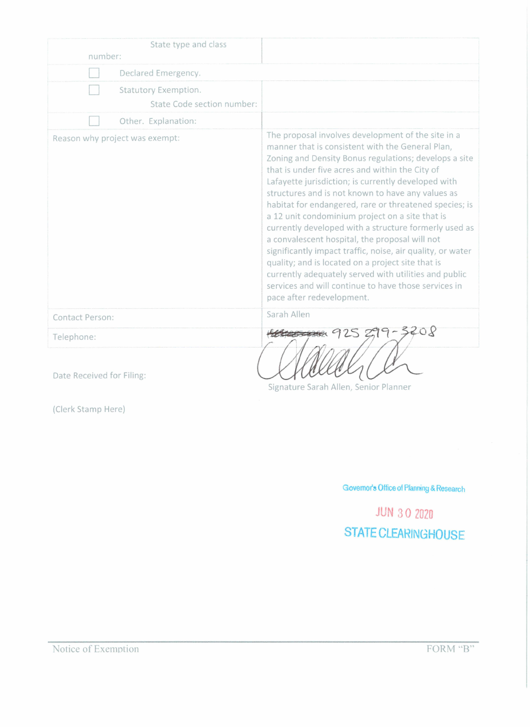| | |
|---|---|
| State type and class number: | |
| ☐ Declared Emergency. | |
| ☐ Statutory Exemption. State Code section number: | |
| ☐ Other. Explanation: | |
| Reason why project was exempt: | The proposal involves development of the site in a manner that is consistent with the General Plan, Zoning and Density Bonus regulations; develops a site that is under five acres and within the City of Lafayette jurisdiction; is currently developed with structures and is not known to have any values as habitat for endangered, rare or threatened species; is a 12 unit condominium project on a site that is currently developed with a structure formerly used as a convalescent hospital, the proposal will not significantly impact traffic, noise, air quality, or water quality; and is located on a project site that is currently adequately served with utilities and public services and will continue to have those services in pace after redevelopment. |
| Contact Person: | Sarah Allen |
| Telephone: | ~~(crossed out)~~ 925 299-3208 |

Date Received for Filing:

Signature Sarah Allen, Senior Planner

(Clerk Stamp Here)

Governor's Office of Planning & Research

JUN 30 2020

STATE CLEARINGHOUSE

Notice of Exemption FORM "B"